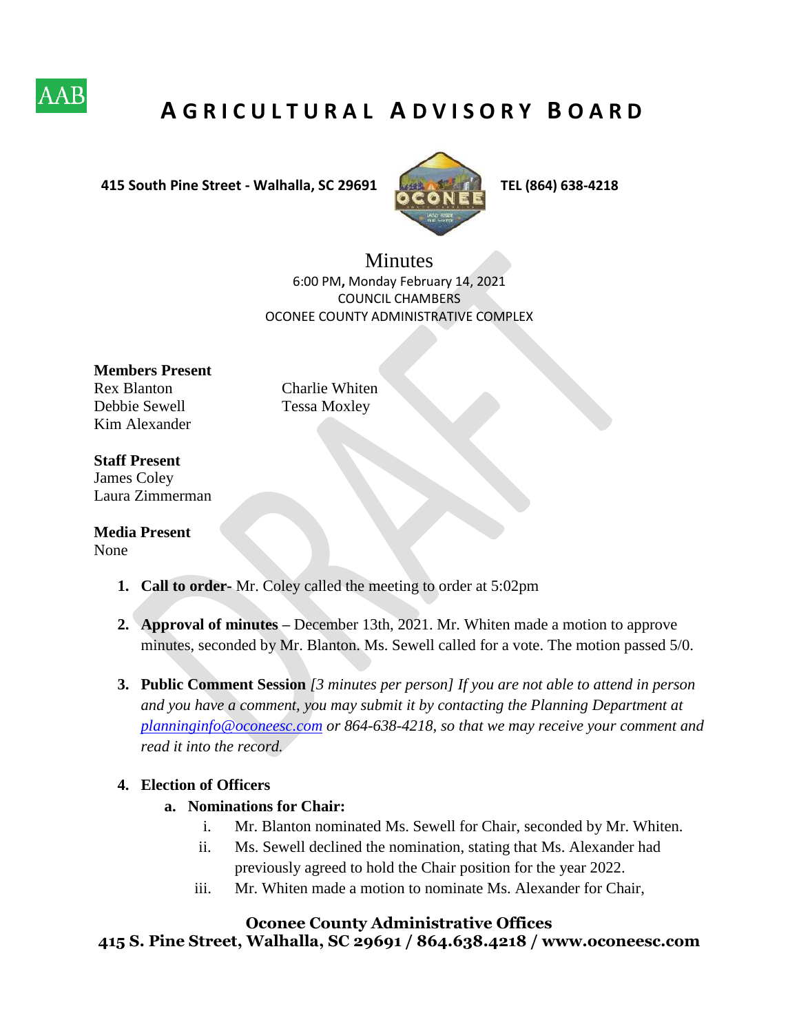AAB

# AGRICULTURAL ADVISORY BOARD

**415 South Pine Street - Walhalla, SC 29691** **TEL (864) 638-4218**

## Minutes

6:00 PM, Monday February 14, 2021
COUNCIL CHAMBERS
OCONEE COUNTY ADMINISTRATIVE COMPLEX

**Members Present**
Rex Blanton
Debbie Sewell
Kim Alexander
Charlie Whiten
Tessa Moxley

**Staff Present**
James Coley
Laura Zimmerman

**Media Present**
None

1. **Call to order-** Mr. Coley called the meeting to order at 5:02pm

2. **Approval of minutes –** December 13th, 2021. Mr. Whiten made a motion to approve minutes, seconded by Mr. Blanton. Ms. Sewell called for a vote. The motion passed 5/0.

3. **Public Comment Session** *[3 minutes per person] If you are not able to attend in person and you have a comment, you may submit it by contacting the Planning Department at planninginfo@oconeesc.com or 864-638-4218, so that we may receive your comment and read it into the record.*

4. **Election of Officers**
   a. **Nominations for Chair:**
      i. Mr. Blanton nominated Ms. Sewell for Chair, seconded by Mr. Whiten.
      ii. Ms. Sewell declined the nomination, stating that Ms. Alexander had previously agreed to hold the Chair position for the year 2022.
      iii. Mr. Whiten made a motion to nominate Ms. Alexander for Chair,

**Oconee County Administrative Offices**
**415 S. Pine Street, Walhalla, SC 29691 / 864.638.4218 / www.oconeesc.com**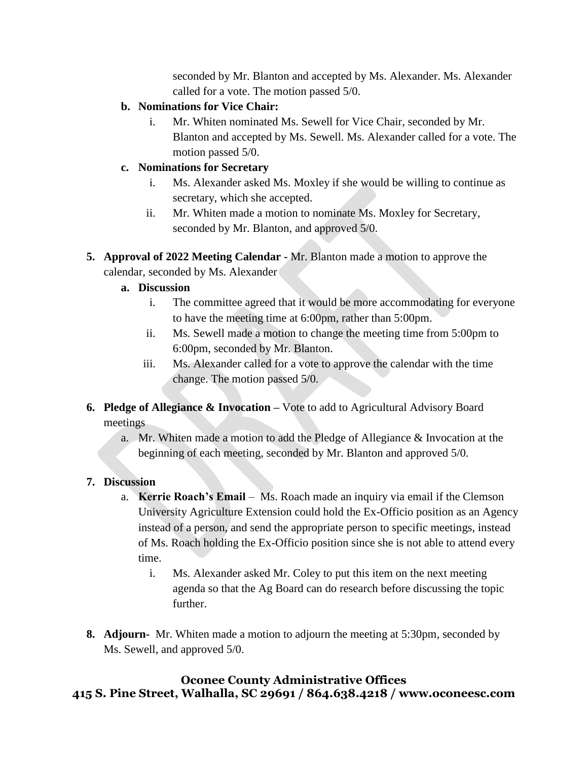seconded by Mr. Blanton and accepted by Ms. Alexander. Ms. Alexander called for a vote. The motion passed 5/0.

- **b. Nominations for Vice Chair:**
  - i. Mr. Whiten nominated Ms. Sewell for Vice Chair, seconded by Mr. Blanton and accepted by Ms. Sewell. Ms. Alexander called for a vote. The motion passed 5/0.
- **c. Nominations for Secretary**
  - i. Ms. Alexander asked Ms. Moxley if she would be willing to continue as secretary, which she accepted.
  - ii. Mr. Whiten made a motion to nominate Ms. Moxley for Secretary, seconded by Mr. Blanton, and approved 5/0.

**5. Approval of 2022 Meeting Calendar -** Mr. Blanton made a motion to approve the calendar, seconded by Ms. Alexander

- **a. Discussion**
  - i. The committee agreed that it would be more accommodating for everyone to have the meeting time at 6:00pm, rather than 5:00pm.
  - ii. Ms. Sewell made a motion to change the meeting time from 5:00pm to 6:00pm, seconded by Mr. Blanton.
  - iii. Ms. Alexander called for a vote to approve the calendar with the time change. The motion passed 5/0.

**6. Pledge of Allegiance & Invocation –** Vote to add to Agricultural Advisory Board meetings

- a. Mr. Whiten made a motion to add the Pledge of Allegiance & Invocation at the beginning of each meeting, seconded by Mr. Blanton and approved 5/0.

**7. Discussion**

- a. **Kerrie Roach's Email** – Ms. Roach made an inquiry via email if the Clemson University Agriculture Extension could hold the Ex-Officio position as an Agency instead of a person, and send the appropriate person to specific meetings, instead of Ms. Roach holding the Ex-Officio position since she is not able to attend every time.
  - i. Ms. Alexander asked Mr. Coley to put this item on the next meeting agenda so that the Ag Board can do research before discussing the topic further.

**8. Adjourn-** Mr. Whiten made a motion to adjourn the meeting at 5:30pm, seconded by Ms. Sewell, and approved 5/0.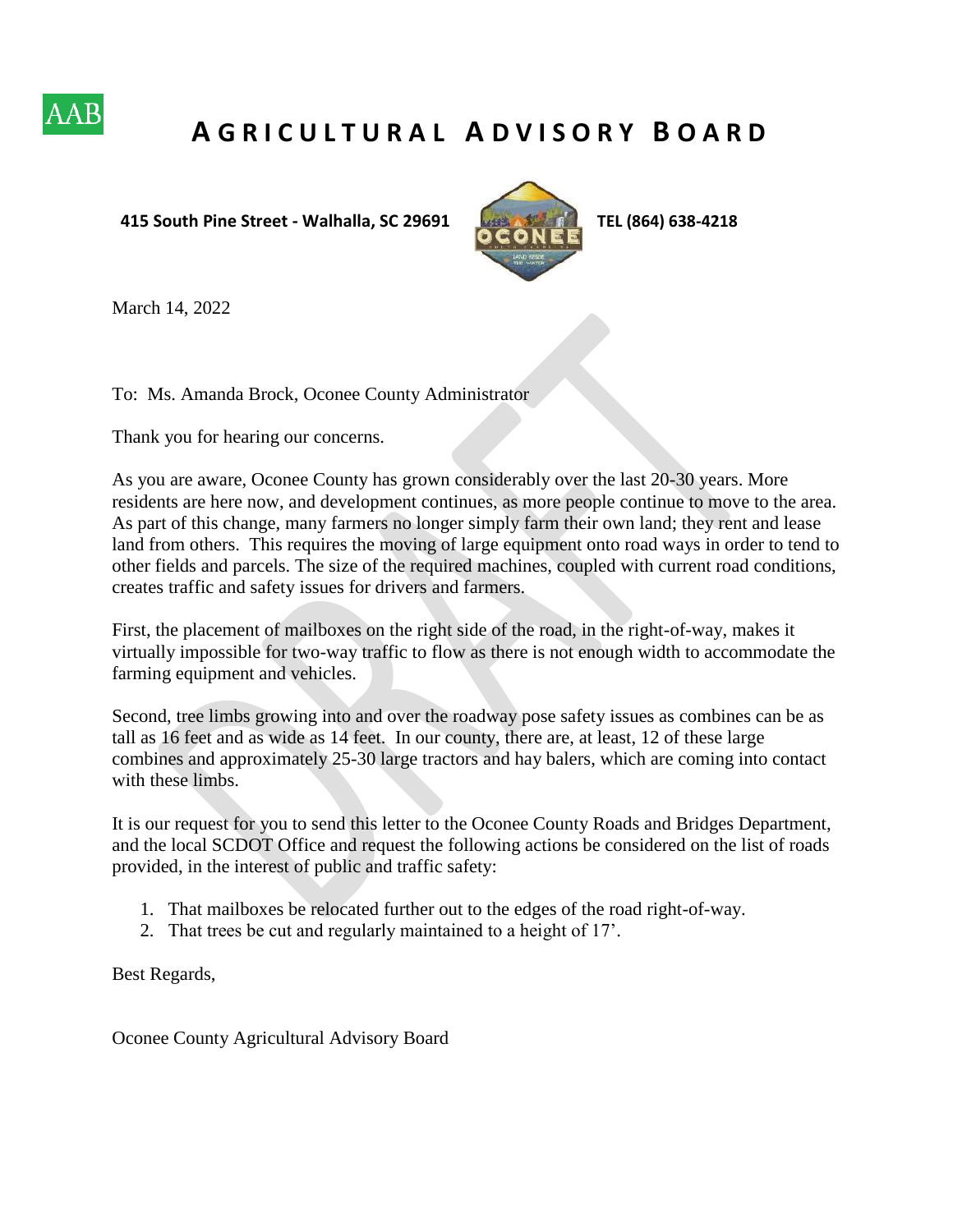AAB

# AGRICULTURAL ADVISORY BOARD

**415 South Pine Street - Walhalla, SC 29691** **TEL (864) 638-4218**

March 14, 2022

To: Ms. Amanda Brock, Oconee County Administrator

Thank you for hearing our concerns.

As you are aware, Oconee County has grown considerably over the last 20-30 years. More residents are here now, and development continues, as more people continue to move to the area. As part of this change, many farmers no longer simply farm their own land; they rent and lease land from others. This requires the moving of large equipment onto road ways in order to tend to other fields and parcels. The size of the required machines, coupled with current road conditions, creates traffic and safety issues for drivers and farmers.

First, the placement of mailboxes on the right side of the road, in the right-of-way, makes it virtually impossible for two-way traffic to flow as there is not enough width to accommodate the farming equipment and vehicles.

Second, tree limbs growing into and over the roadway pose safety issues as combines can be as tall as 16 feet and as wide as 14 feet. In our county, there are, at least, 12 of these large combines and approximately 25-30 large tractors and hay balers, which are coming into contact with these limbs.

It is our request for you to send this letter to the Oconee County Roads and Bridges Department, and the local SCDOT Office and request the following actions be considered on the list of roads provided, in the interest of public and traffic safety:

1. That mailboxes be relocated further out to the edges of the road right-of-way.
2. That trees be cut and regularly maintained to a height of 17'.

Best Regards,

Oconee County Agricultural Advisory Board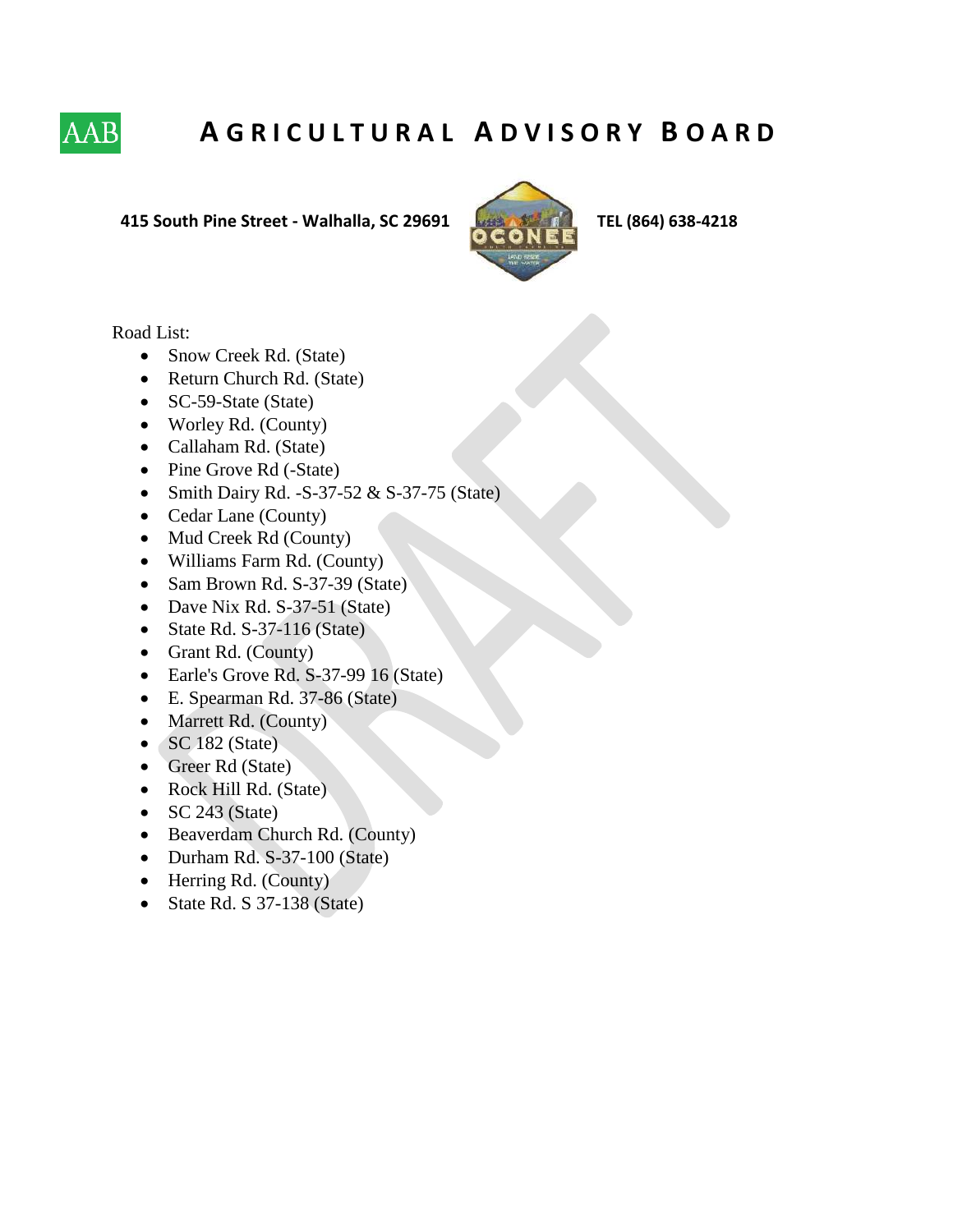AAB

# AGRICULTURAL ADVISORY BOARD

**415 South Pine Street - Walhalla, SC 29691** **TEL (864) 638-4218**

Road List:

- Snow Creek Rd. (State)
- Return Church Rd. (State)
- SC-59-State (State)
- Worley Rd. (County)
- Callaham Rd. (State)
- Pine Grove Rd (-State)
- Smith Dairy Rd. -S-37-52 & S-37-75 (State)
- Cedar Lane (County)
- Mud Creek Rd (County)
- Williams Farm Rd. (County)
- Sam Brown Rd. S-37-39 (State)
- Dave Nix Rd. S-37-51 (State)
- State Rd. S-37-116 (State)
- Grant Rd. (County)
- Earle's Grove Rd. S-37-99 16 (State)
- E. Spearman Rd. 37-86 (State)
- Marrett Rd. (County)
- SC 182 (State)
- Greer Rd (State)
- Rock Hill Rd. (State)
- SC 243 (State)
- Beaverdam Church Rd. (County)
- Durham Rd. S-37-100 (State)
- Herring Rd. (County)
- State Rd. S 37-138 (State)